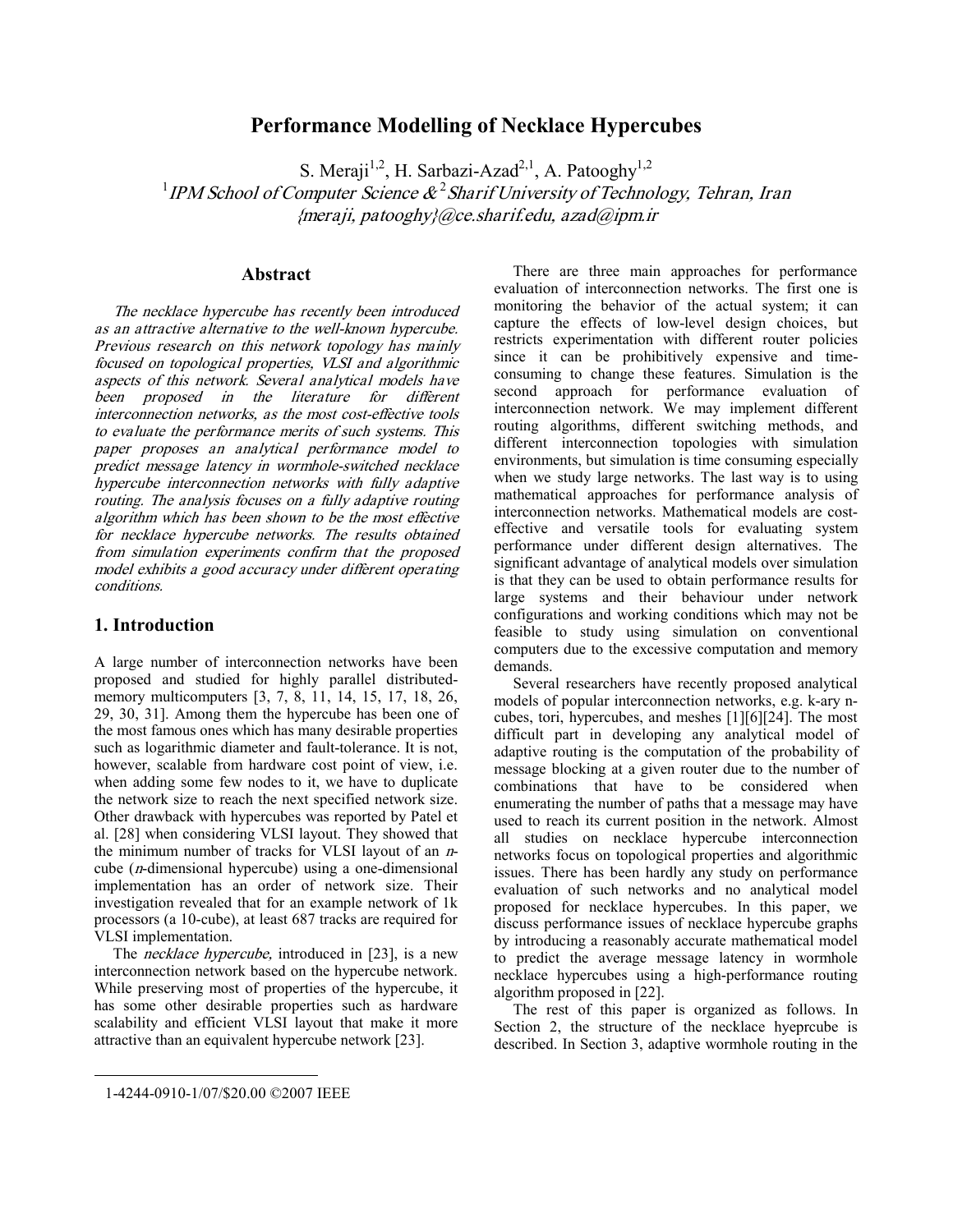# Performance Modelling of Necklace Hypercubes

S. Meraji[1,2], H. Sarbazi-Azad[2,1], A. Patooghy[1,2]

[1] *IPM School of Computer Science* & [2] *Sharif University of Technology, Tehran, Iran*

*{meraji, patooghy}@ce.sharif.edu, azad@ipm.ir*

## Abstract

*The necklace hypercube has recently been introduced as an attractive alternative to the well-known hypercube. Previous research on this network topology has mainly focused on topological properties, VLSI and algorithmic aspects of this network. Several analytical models have been proposed in the literature for different interconnection networks, as the most cost-effective tools to evaluate the performance merits of such systems. This paper proposes an analytical performance model to predict message latency in wormhole-switched necklace hypercube interconnection networks with fully adaptive routing. The analysis focuses on a fully adaptive routing algorithm which has been shown to be the most effective for necklace hypercube networks. The results obtained from simulation experiments confirm that the proposed model exhibits a good accuracy under different operating conditions.*

## 1. Introduction

A large number of interconnection networks have been proposed and studied for highly parallel distributed-memory multicomputers [3, 7, 8, 11, 14, 15, 17, 18, 26, 29, 30, 31]. Among them the hypercube has been one of the most famous ones which has many desirable properties such as logarithmic diameter and fault-tolerance. It is not, however, scalable from hardware cost point of view, i.e. when adding some few nodes to it, we have to duplicate the network size to reach the next specified network size. Other drawback with hypercubes was reported by Patel et al. [28] when considering VLSI layout. They showed that the minimum number of tracks for VLSI layout of an *n*-cube (*n*-dimensional hypercube) using a one-dimensional implementation has an order of network size. Their investigation revealed that for an example network of 1k processors (a 10-cube), at least 687 tracks are required for VLSI implementation.

The *necklace hypercube,* introduced in [23], is a new interconnection network based on the hypercube network. While preserving most of properties of the hypercube, it has some other desirable properties such as hardware scalability and efficient VLSI layout that make it more attractive than an equivalent hypercube network [23].

There are three main approaches for performance evaluation of interconnection networks. The first one is monitoring the behavior of the actual system; it can capture the effects of low-level design choices, but restricts experimentation with different router policies since it can be prohibitively expensive and time-consuming to change these features. Simulation is the second approach for performance evaluation of interconnection network. We may implement different routing algorithms, different switching methods, and different interconnection topologies with simulation environments, but simulation is time consuming especially when we study large networks. The last way is to using mathematical approaches for performance analysis of interconnection networks. Mathematical models are cost-effective and versatile tools for evaluating system performance under different design alternatives. The significant advantage of analytical models over simulation is that they can be used to obtain performance results for large systems and their behaviour under network configurations and working conditions which may not be feasible to study using simulation on conventional computers due to the excessive computation and memory demands.

Several researchers have recently proposed analytical models of popular interconnection networks, e.g. k-ary n-cubes, tori, hypercubes, and meshes [1][6][24]. The most difficult part in developing any analytical model of adaptive routing is the computation of the probability of message blocking at a given router due to the number of combinations that have to be considered when enumerating the number of paths that a message may have used to reach its current position in the network. Almost all studies on necklace hypercube interconnection networks focus on topological properties and algorithmic issues. There has been hardly any study on performance evaluation of such networks and no analytical model proposed for necklace hypercubes. In this paper, we discuss performance issues of necklace hypercube graphs by introducing a reasonably accurate mathematical model to predict the average message latency in wormhole necklace hypercubes using a high-performance routing algorithm proposed in [22].

The rest of this paper is organized as follows. In Section 2, the structure of the necklace hyeprcube is described. In Section 3, adaptive wormhole routing in the

1-4244-0910-1/07/$20.00 ©2007 IEEE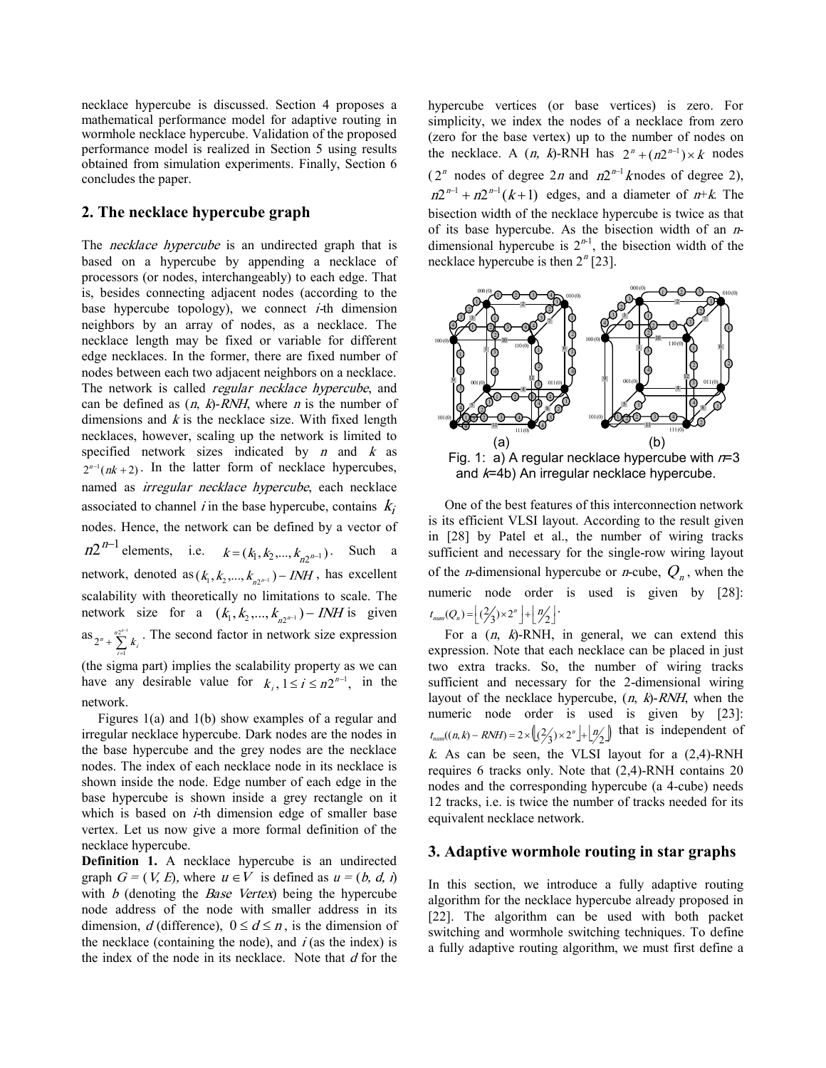necklace hypercube is discussed. Section 4 proposes a mathematical performance model for adaptive routing in wormhole necklace hypercube. Validation of the proposed performance model is realized in Section 5 using results obtained from simulation experiments. Finally, Section 6 concludes the paper.

## 2. The necklace hypercube graph

The *necklace hypercube* is an undirected graph that is based on a hypercube by appending a necklace of processors (or nodes, interchangeably) to each edge. That is, besides connecting adjacent nodes (according to the base hypercube topology), we connect *i*-th dimension neighbors by an array of nodes, as a necklace. The necklace length may be fixed or variable for different edge necklaces. In the former, there are fixed number of nodes between each two adjacent neighbors on a necklace. The network is called *regular necklace hypercube*, and can be defined as (*n, k*)-*RNH*, where *n* is the number of dimensions and *k* is the necklace size. With fixed length necklaces, however, scaling up the network is limited to specified network sizes indicated by *n* and *k* as $2^{n-1}(nk+2)$. In the latter form of necklace hypercubes, named as *irregular necklace hypercube*, each necklace associated to channel *i* in the base hypercube, contains $k_i$ nodes. Hence, the network can be defined by a vector of $n2^{n-1}$ elements, i.e. $k=(k_1,k_2,...,k_{n2^{n-1}})$. Such a network, denoted as $(k_1,k_2,...,k_{n2^{n-1}})-INH$, has excellent scalability with theoretically no limitations to scale. The network size for a $(k_1,k_2,...,k_{n2^{n-1}})-INH$ is given as $2^n+\sum_{i=1}^{n2^{n-1}}k_i$. The second factor in network size expression (the sigma part) implies the scalability property as we can have any desirable value for $k_i, 1 \le i \le n2^{n-1}$, in the network.

Figures 1(a) and 1(b) show examples of a regular and irregular necklace hypercube. Dark nodes are the nodes in the base hypercube and the grey nodes are the necklace nodes. The index of each necklace node in its necklace is shown inside the node. Edge number of each edge in the base hypercube is shown inside a grey rectangle on it which is based on *i*-th dimension edge of smaller base vertex. Let us now give a more formal definition of the necklace hypercube.

**Definition 1.** A necklace hypercube is an undirected graph $G = (V, E)$, where $u \in V$ is defined as $u = (b, d, i)$ with *b* (denoting the *Base Vertex*) being the hypercube node address of the node with smaller address in its dimension, *d* (difference), $0 \le d \le n$, is the dimension of the necklace (containing the node), and *i* (as the index) is the index of the node in its necklace. Note that *d* for the hypercube vertices (or base vertices) is zero. For simplicity, we index the nodes of a necklace from zero (zero for the base vertex) up to the number of nodes on the necklace. A (*n, k*)-RNH has $2^n+(n2^{n-1})\times k$ nodes ($2^n$ nodes of degree $2n$ and $n2^{n-1}k$ nodes of degree 2), $n2^{n-1}+n2^{n-1}(k+1)$ edges, and a diameter of $n+k$. The bisection width of the necklace hypercube is twice as that of its base hypercube. As the bisection width of an *n*-dimensional hypercube is $2^{n-1}$, the bisection width of the necklace hypercube is then $2^n$ [23].

(a) (b)

Fig. 1: a) A regular necklace hypercube with *n*=3 and *k*=4b) An irregular necklace hypercube.

One of the best features of this interconnection network is its efficient VLSI layout. According to the result given in [28] by Patel et al., the number of wiring tracks sufficient and necessary for the single-row wiring layout of the *n*-dimensional hypercube or *n*-cube, $Q_n$, when the numeric node order is used is given by [28]: $t_{num}(Q_n)=\lfloor (2/3)\times 2^n \rfloor + \lfloor n/2 \rfloor$.

For a (*n, k*)-RNH, in general, we can extend this expression. Note that each necklace can be placed in just two extra tracks. So, the number of wiring tracks sufficient and necessary for the 2-dimensional wiring layout of the necklace hypercube, (*n, k*)-*RNH*, when the numeric node order is used is given by [23]: $t_{num}((n,k)-RNH)=2\times\left(\lfloor (2/3)\times 2^n \rfloor + \lfloor n/2 \rfloor\right)$ that is independent of *k*. As can be seen, the VLSI layout for a (2,4)-RNH requires 6 tracks only. Note that (2,4)-RNH contains 20 nodes and the corresponding hypercube (a 4-cube) needs 12 tracks, i.e. is twice the number of tracks needed for its equivalent necklace network.

## 3. Adaptive wormhole routing in star graphs

In this section, we introduce a fully adaptive routing algorithm for the necklace hypercube already proposed in [22]. The algorithm can be used with both packet switching and wormhole switching techniques. To define a fully adaptive routing algorithm, we must first define a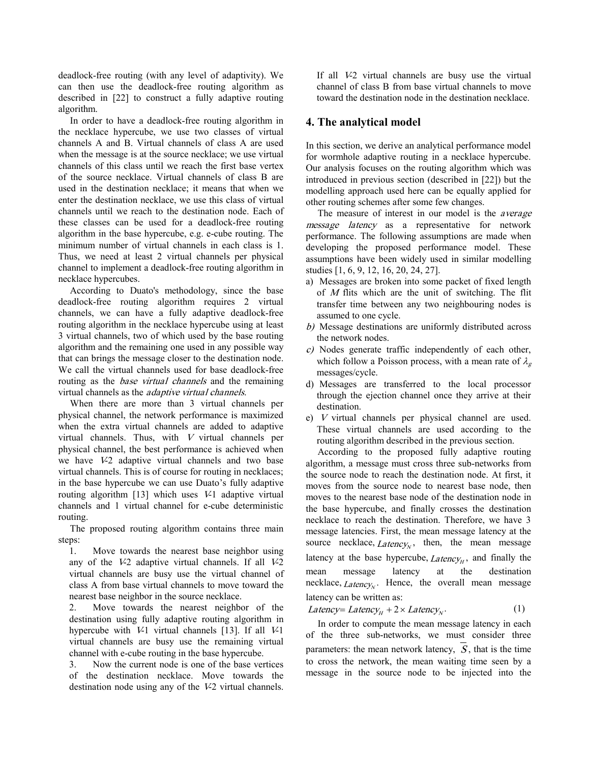deadlock-free routing (with any level of adaptivity). We can then use the deadlock-free routing algorithm as described in [22] to construct a fully adaptive routing algorithm.

In order to have a deadlock-free routing algorithm in the necklace hypercube, we use two classes of virtual channels A and B. Virtual channels of class A are used when the message is at the source necklace; we use virtual channels of this class until we reach the first base vertex of the source necklace. Virtual channels of class B are used in the destination necklace; it means that when we enter the destination necklace, we use this class of virtual channels until we reach to the destination node. Each of these classes can be used for a deadlock-free routing algorithm in the base hypercube, e.g. e-cube routing. The minimum number of virtual channels in each class is 1. Thus, we need at least 2 virtual channels per physical channel to implement a deadlock-free routing algorithm in necklace hypercubes.

According to Duato's methodology, since the base deadlock-free routing algorithm requires 2 virtual channels, we can have a fully adaptive deadlock-free routing algorithm in the necklace hypercube using at least 3 virtual channels, two of which used by the base routing algorithm and the remaining one used in any possible way that can brings the message closer to the destination node. We call the virtual channels used for base deadlock-free routing as the *base virtual channels* and the remaining virtual channels as the *adaptive virtual channels*.

When there are more than 3 virtual channels per physical channel, the network performance is maximized when the extra virtual channels are added to adaptive virtual channels. Thus, with $V$ virtual channels per physical channel, the best performance is achieved when we have $V$-2 adaptive virtual channels and two base virtual channels. This is of course for routing in necklaces; in the base hypercube we can use Duato's fully adaptive routing algorithm [13] which uses $V$-1 adaptive virtual channels and 1 virtual channel for e-cube deterministic routing.

The proposed routing algorithm contains three main steps:

1. Move towards the nearest base neighbor using any of the $V$-2 adaptive virtual channels. If all $V$-2 virtual channels are busy use the virtual channel of class A from base virtual channels to move toward the nearest base neighbor in the source necklace.
2. Move towards the nearest neighbor of the destination using fully adaptive routing algorithm in hypercube with $V$-1 virtual channels [13]. If all $V$-1 virtual channels are busy use the remaining virtual channel with e-cube routing in the base hypercube.
3. Now the current node is one of the base vertices of the destination necklace. Move towards the destination node using any of the $V$-2 virtual channels. If all $V$-2 virtual channels are busy use the virtual channel of class B from base virtual channels to move toward the destination node in the destination necklace.

## 4. The analytical model

In this section, we derive an analytical performance model for wormhole adaptive routing in a necklace hypercube. Our analysis focuses on the routing algorithm which was introduced in previous section (described in [22]) but the modelling approach used here can be equally applied for other routing schemes after some few changes.

The measure of interest in our model is the *average message latency* as a representative for network performance. The following assumptions are made when developing the proposed performance model. These assumptions have been widely used in similar modelling studies [1, 6, 9, 12, 16, 20, 24, 27].

a) Messages are broken into some packet of fixed length of $M$ flits which are the unit of switching. The flit transfer time between any two neighbouring nodes is assumed to one cycle.
b) Message destinations are uniformly distributed across the network nodes.
c) Nodes generate traffic independently of each other, which follow a Poisson process, with a mean rate of $\lambda_g$ messages/cycle.
d) Messages are transferred to the local processor through the ejection channel once they arrive at their destination.
e) $V$ virtual channels per physical channel are used. These virtual channels are used according to the routing algorithm described in the previous section.

According to the proposed fully adaptive routing algorithm, a message must cross three sub-networks from the source node to reach the destination node. At first, it moves from the source node to nearest base node, then moves to the nearest base node of the destination node in the base hypercube, and finally crosses the destination necklace to reach the destination. Therefore, we have 3 message latencies. First, the mean message latency at the source necklace, $Latency_N$, then, the mean message latency at the base hypercube, $Latency_H$, and finally the mean message latency at the destination necklace, $Latency_N$. Hence, the overall mean message latency can be written as:

$$Latency = Latency_H + 2 \times Latency_N. \tag{1}$$

In order to compute the mean message latency in each of the three sub-networks, we must consider three parameters: the mean network latency, $\overline{S}$, that is the time to cross the network, the mean waiting time seen by a message in the source node to be injected into the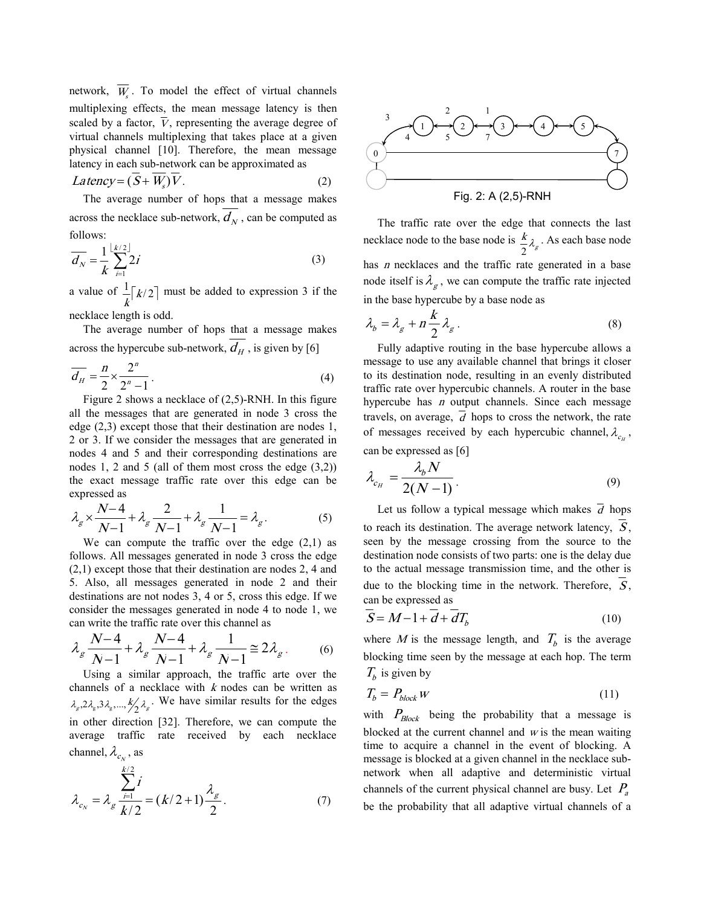network, $\overline{W_s}$. To model the effect of virtual channels multiplexing effects, the mean message latency is then scaled by a factor, $\overline{V}$, representing the average degree of virtual channels multiplexing that takes place at a given physical channel [10]. Therefore, the mean message latency in each sub-network can be approximated as

$$Latency = (\overline{S} + \overline{W_s})\overline{V}. \tag{2}$$

The average number of hops that a message makes across the necklace sub-network, $\overline{d_N}$, can be computed as follows:

$$\overline{d_N} = \frac{1}{k}\sum_{i=1}^{\lfloor k/2 \rfloor} 2i \tag{3}$$

a value of $\frac{1}{k}\lceil k/2 \rceil$ must be added to expression 3 if the necklace length is odd.

The average number of hops that a message makes across the hypercube sub-network, $\overline{d_H}$, is given by [6]

$$\overline{d_H} = \frac{n}{2} \times \frac{2^n}{2^n - 1}. \tag{4}$$

Figure 2 shows a necklace of (2,5)-RNH. In this figure all the messages that are generated in node 3 cross the edge (2,3) except those that their destination are nodes 1, 2 or 3. If we consider the messages that are generated in nodes 4 and 5 and their corresponding destinations are nodes 1, 2 and 5 (all of them most cross the edge (3,2)) the exact message traffic rate over this edge can be expressed as

$$\lambda_g \times \frac{N-4}{N-1} + \lambda_g \frac{2}{N-1} + \lambda_g \frac{1}{N-1} = \lambda_g. \tag{5}$$

We can compute the traffic over the edge (2,1) as follows. All messages generated in node 3 cross the edge (2,1) except those that their destination are nodes 2, 4 and 5. Also, all messages generated in node 2 and their destinations are not nodes 3, 4 or 5, cross this edge. If we consider the messages generated in node 4 to node 1, we can write the traffic rate over this channel as

$$\lambda_g \frac{N-4}{N-1} + \lambda_g \frac{N-4}{N-1} + \lambda_g \frac{1}{N-1} \cong 2\lambda_g. \tag{6}$$

Using a similar approach, the traffic arte over the channels of a necklace with $k$ nodes can be written as $\lambda_g, 2\lambda_g, 3\lambda_g, ..., k/2\,\lambda_g$. We have similar results for the edges in other direction [32]. Therefore, we can compute the average traffic rate received by each necklace channel, $\lambda_{c_N}$, as

$$\lambda_{c_N} = \lambda_g \frac{\sum_{i=1}^{k/2} i}{k/2} = (k/2+1)\frac{\lambda_g}{2}. \tag{7}$$

Fig. 2: A (2,5)-RNH

The traffic rate over the edge that connects the last necklace node to the base node is $\frac{k}{2}\lambda_g$. As each base node has $n$ necklaces and the traffic rate generated in a base node itself is $\lambda_g$, we can compute the traffic rate injected in the base hypercube by a base node as

$$\lambda_b = \lambda_g + n\frac{k}{2}\lambda_g. \tag{8}$$

Fully adaptive routing in the base hypercube allows a message to use any available channel that brings it closer to its destination node, resulting in an evenly distributed traffic rate over hypercubic channels. A router in the base hypercube has $n$ output channels. Since each message travels, on average, $\overline{d}$ hops to cross the network, the rate of messages received by each hypercubic channel, $\lambda_{c_H}$, can be expressed as [6]

$$\lambda_{c_H} = \frac{\lambda_b N}{2(N-1)}. \tag{9}$$

Let us follow a typical message which makes $\overline{d}$ hops to reach its destination. The average network latency, $\overline{S}$, seen by the message crossing from the source to the destination node consists of two parts: one is the delay due to the actual message transmission time, and the other is due to the blocking time in the network. Therefore, $\overline{S}$, can be expressed as

$$\overline{S} = M - 1 + \overline{d} + \overline{d}T_b \tag{10}$$

where $M$ is the message length, and $T_b$ is the average blocking time seen by the message at each hop. The term $T_b$ is given by

$$T_b = P_{block}\, w \tag{11}$$

with $P_{Block}$ being the probability that a message is blocked at the current channel and $w$ is the mean waiting time to acquire a channel in the event of blocking. A message is blocked at a given channel in the necklace sub-network when all adaptive and deterministic virtual channels of the current physical channel are busy. Let $P_a$ be the probability that all adaptive virtual channels of a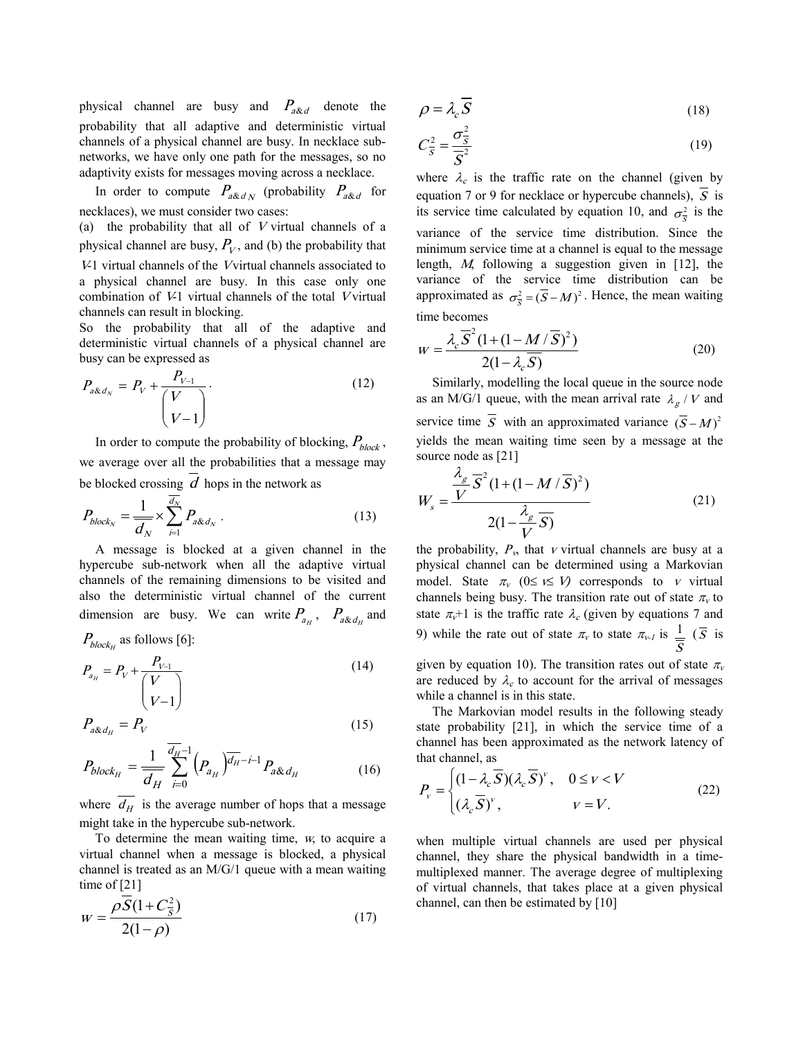physical channel are busy and $P_{a\&d}$ denote the probability that all adaptive and deterministic virtual channels of a physical channel are busy. In necklace sub-networks, we have only one path for the messages, so no adaptivity exists for messages moving across a necklace.

In order to compute $P_{a\&d_N}$ (probability $P_{a\&d}$ for necklaces), we must consider two cases:
(a) the probability that all of $V$ virtual channels of a physical channel are busy, $P_V$, and (b) the probability that $V$-1 virtual channels of the $V$ virtual channels associated to a physical channel are busy. In this case only one combination of $V$-1 virtual channels of the total $V$ virtual channels can result in blocking.
So the probability that all of the adaptive and deterministic virtual channels of a physical channel are busy can be expressed as

$$P_{a\&d_N} = P_V + \frac{P_{V-1}}{\binom{V}{V-1}}. \tag{12}$$

In order to compute the probability of blocking, $P_{block}$, we average over all the probabilities that a message may be blocked crossing $\overline{d}$ hops in the network as

$$P_{block_N} = \frac{1}{\overline{d_N}} \times \sum_{i=1}^{\overline{d_N}} P_{a\&d_N}. \tag{13}$$

A message is blocked at a given channel in the hypercube sub-network when all the adaptive virtual channels of the remaining dimensions to be visited and also the deterministic virtual channel of the current dimension are busy. We can write $P_{a_H}$, $P_{a\&d_H}$ and $P_{block_H}$ as follows [6]:

$$P_{a_H} = P_V + \frac{P_{V-1}}{\binom{V}{V-1}} \tag{14}$$

$$P_{a\&d_H} = P_V \tag{15}$$

$$P_{block_H} = \frac{1}{\overline{d_H}} \sum_{i=0}^{\overline{d_H}-1} \left(P_{a_H}\right)^{\overline{d_H}-i-1} P_{a\&d_H} \tag{16}$$

where $\overline{d_H}$ is the average number of hops that a message might take in the hypercube sub-network.

To determine the mean waiting time, $w$, to acquire a virtual channel when a message is blocked, a physical channel is treated as an M/G/1 queue with a mean waiting time of [21]

$$w = \frac{\rho \overline{S}(1 + C_{\overline{S}}^2)}{2(1-\rho)} \tag{17}$$

$$\rho = \lambda_c \overline{S} \tag{18}$$

$$C_{\overline{S}}^2 = \frac{\sigma_{\overline{S}}^2}{\overline{S}^2} \tag{19}$$

where $\lambda_c$ is the traffic rate on the channel (given by equation 7 or 9 for necklace or hypercube channels), $\overline{S}$ is its service time calculated by equation 10, and $\sigma_{\overline{S}}^2$ is the variance of the service time distribution. Since the minimum service time at a channel is equal to the message length, $M$, following a suggestion given in [12], the variance of the service time distribution can be approximated as $\sigma_{\overline{S}}^2 = (\overline{S} - M)^2$. Hence, the mean waiting time becomes

$$w = \frac{\lambda_c \overline{S}^2 (1 + (1 - M/\overline{S})^2)}{2(1 - \lambda_c \overline{S})} \tag{20}$$

Similarly, modelling the local queue in the source node as an M/G/1 queue, with the mean arrival rate $\lambda_g / V$ and service time $\overline{S}$ with an approximated variance $(\overline{S} - M)^2$ yields the mean waiting time seen by a message at the source node as [21]

$$W_s = \frac{\frac{\lambda_g}{V} \overline{S}^2 (1 + (1 - M/\overline{S})^2)}{2(1 - \frac{\lambda_g}{V} \overline{S})} \tag{21}$$

the probability, $P_v$, that $v$ virtual channels are busy at a physical channel can be determined using a Markovian model. State $\pi_v$ $(0 \le v \le V)$ corresponds to $v$ virtual channels being busy. The transition rate out of state $\pi_v$ to state $\pi_v$+1 is the traffic rate $\lambda_c$ (given by equations 7 and 9) while the rate out of state $\pi_v$ to state $\pi_{v-1}$ is $\frac{1}{\overline{S}}$ ($\overline{S}$ is given by equation 10). The transition rates out of state $\pi_v$ are reduced by $\lambda_c$ to account for the arrival of messages while a channel is in this state.

The Markovian model results in the following steady state probability [21], in which the service time of a channel has been approximated as the network latency of that channel, as

$$P_v = \begin{cases} (1 - \lambda_c \overline{S})(\lambda_c \overline{S})^v, & 0 \le v < V \\ (\lambda_c \overline{S})^v, & v = V. \end{cases} \tag{22}$$

when multiple virtual channels are used per physical channel, they share the physical bandwidth in a time-multiplexed manner. The average degree of multiplexing of virtual channels, that takes place at a given physical channel, can then be estimated by [10]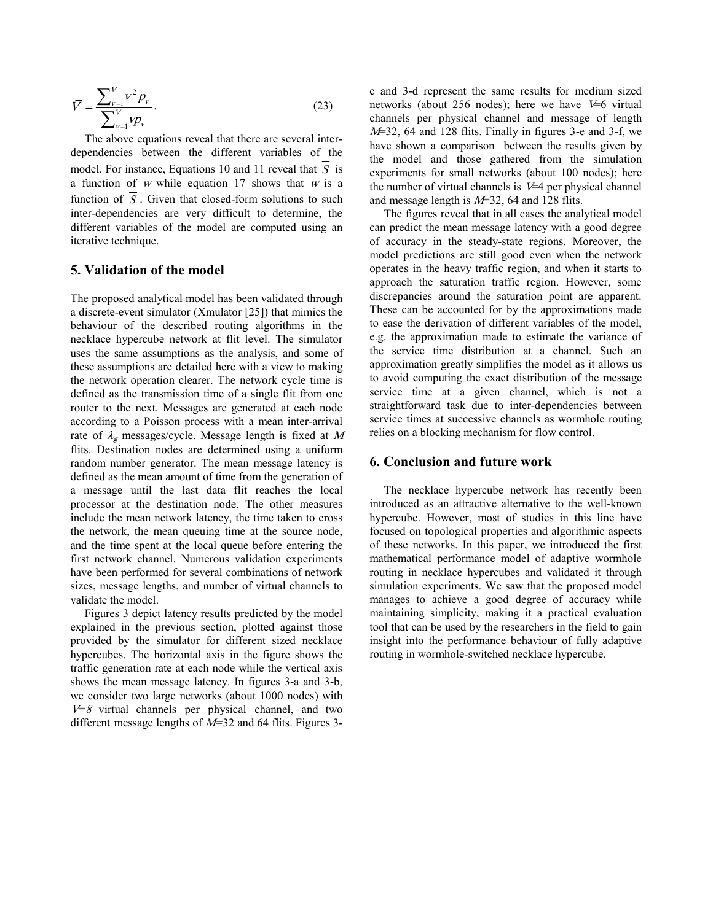$$\bar{V} = \frac{\sum_{v=1}^{V} v^2 p_v}{\sum_{v=1}^{V} v p_v}. \tag{23}$$

The above equations reveal that there are several inter-dependencies between the different variables of the model. For instance, Equations 10 and 11 reveal that $\overline{S}$ is a function of $w$ while equation 17 shows that $w$ is a function of $\overline{S}$. Given that closed-form solutions to such inter-dependencies are very difficult to determine, the different variables of the model are computed using an iterative technique.

## 5. Validation of the model

The proposed analytical model has been validated through a discrete-event simulator (Xmulator [25]) that mimics the behaviour of the described routing algorithms in the necklace hypercube network at flit level. The simulator uses the same assumptions as the analysis, and some of these assumptions are detailed here with a view to making the network operation clearer. The network cycle time is defined as the transmission time of a single flit from one router to the next. Messages are generated at each node according to a Poisson process with a mean inter-arrival rate of $\lambda_g$ messages/cycle. Message length is fixed at $M$ flits. Destination nodes are determined using a uniform random number generator. The mean message latency is defined as the mean amount of time from the generation of a message until the last data flit reaches the local processor at the destination node. The other measures include the mean network latency, the time taken to cross the network, the mean queuing time at the source node, and the time spent at the local queue before entering the first network channel. Numerous validation experiments have been performed for several combinations of network sizes, message lengths, and number of virtual channels to validate the model.

Figures 3 depict latency results predicted by the model explained in the previous section, plotted against those provided by the simulator for different sized necklace hypercubes. The horizontal axis in the figure shows the traffic generation rate at each node while the vertical axis shows the mean message latency. In figures 3-a and 3-b, we consider two large networks (about 1000 nodes) with $V=8$ virtual channels per physical channel, and two different message lengths of $M$=32 and 64 flits. Figures 3-c and 3-d represent the same results for medium sized networks (about 256 nodes); here we have $V$=6 virtual channels per physical channel and message of length $M$=32, 64 and 128 flits. Finally in figures 3-e and 3-f, we have shown a comparison between the results given by the model and those gathered from the simulation experiments for small networks (about 100 nodes); here the number of virtual channels is $V$=4 per physical channel and message length is $M$=32, 64 and 128 flits.

The figures reveal that in all cases the analytical model can predict the mean message latency with a good degree of accuracy in the steady-state regions. Moreover, the model predictions are still good even when the network operates in the heavy traffic region, and when it starts to approach the saturation traffic region. However, some discrepancies around the saturation point are apparent. These can be accounted for by the approximations made to ease the derivation of different variables of the model, e.g. the approximation made to estimate the variance of the service time distribution at a channel. Such an approximation greatly simplifies the model as it allows us to avoid computing the exact distribution of the message service time at a given channel, which is not a straightforward task due to inter-dependencies between service times at successive channels as wormhole routing relies on a blocking mechanism for flow control.

## 6. Conclusion and future work

The necklace hypercube network has recently been introduced as an attractive alternative to the well-known hypercube. However, most of studies in this line have focused on topological properties and algorithmic aspects of these networks. In this paper, we introduced the first mathematical performance model of adaptive wormhole routing in necklace hypercubes and validated it through simulation experiments. We saw that the proposed model manages to achieve a good degree of accuracy while maintaining simplicity, making it a practical evaluation tool that can be used by the researchers in the field to gain insight into the performance behaviour of fully adaptive routing in wormhole-switched necklace hypercube.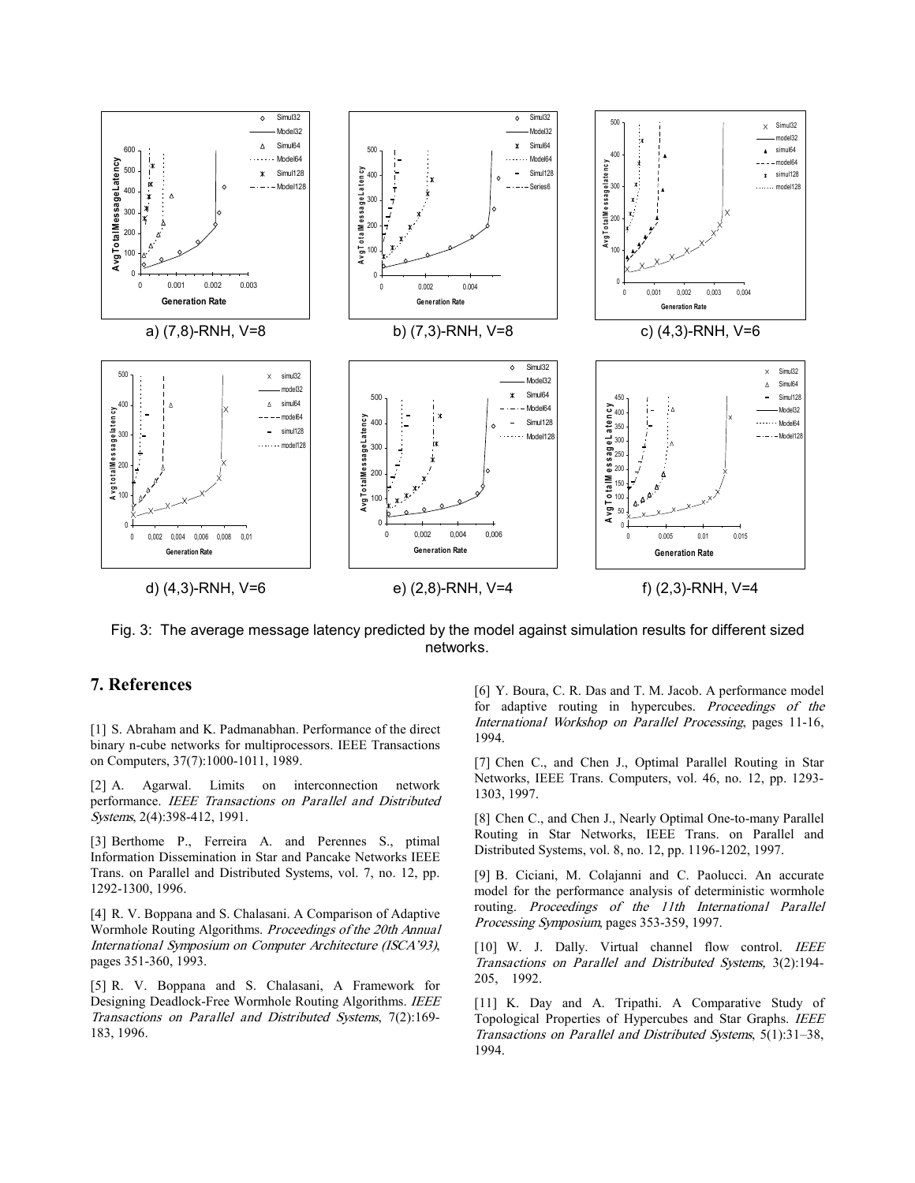a) (7,8)-RNH, V=8

b) (7,3)-RNH, V=8

c) (4,3)-RNH, V=6

d) (4,3)-RNH, V=6

e) (2,8)-RNH, V=4

f) (2,3)-RNH, V=4

Fig. 3: The average message latency predicted by the model against simulation results for different sized networks.

## 7. References

[1] S. Abraham and K. Padmanabhan. Performance of the direct binary n-cube networks for multiprocessors. IEEE Transactions on Computers, 37(7):1000-1011, 1989.

[2] A. Agarwal. Limits on interconnection network performance. *IEEE Transactions on Parallel and Distributed Systems*, 2(4):398-412, 1991.

[3] Berthome P., Ferreira A. and Perennes S., ptimal Information Dissemination in Star and Pancake Networks IEEE Trans. on Parallel and Distributed Systems, vol. 7, no. 12, pp. 1292-1300, 1996.

[4] R. V. Boppana and S. Chalasani. A Comparison of Adaptive Wormhole Routing Algorithms. *Proceedings of the 20th Annual International Symposium on Computer Architecture (ISCA'93)*, pages 351-360, 1993.

[5] R. V. Boppana and S. Chalasani, A Framework for Designing Deadlock-Free Wormhole Routing Algorithms. *IEEE Transactions on Parallel and Distributed Systems*, 7(2):169-183, 1996.

[6] Y. Boura, C. R. Das and T. M. Jacob. A performance model for adaptive routing in hypercubes. *Proceedings of the International Workshop on Parallel Processing*, pages 11-16, 1994.

[7] Chen C., and Chen J., Optimal Parallel Routing in Star Networks, IEEE Trans. Computers, vol. 46, no. 12, pp. 1293-1303, 1997.

[8] Chen C., and Chen J., Nearly Optimal One-to-many Parallel Routing in Star Networks, IEEE Trans. on Parallel and Distributed Systems, vol. 8, no. 12, pp. 1196-1202, 1997.

[9] B. Ciciani, M. Colajanni and C. Paolucci. An accurate model for the performance analysis of deterministic wormhole routing. *Proceedings of the 11th International Parallel Processing Symposium*, pages 353-359, 1997.

[10] W. J. Dally. Virtual channel flow control. *IEEE Transactions on Parallel and Distributed Systems*, 3(2):194-205, 1992.

[11] K. Day and A. Tripathi. A Comparative Study of Topological Properties of Hypercubes and Star Graphs. *IEEE Transactions on Parallel and Distributed Systems*, 5(1):31–38, 1994.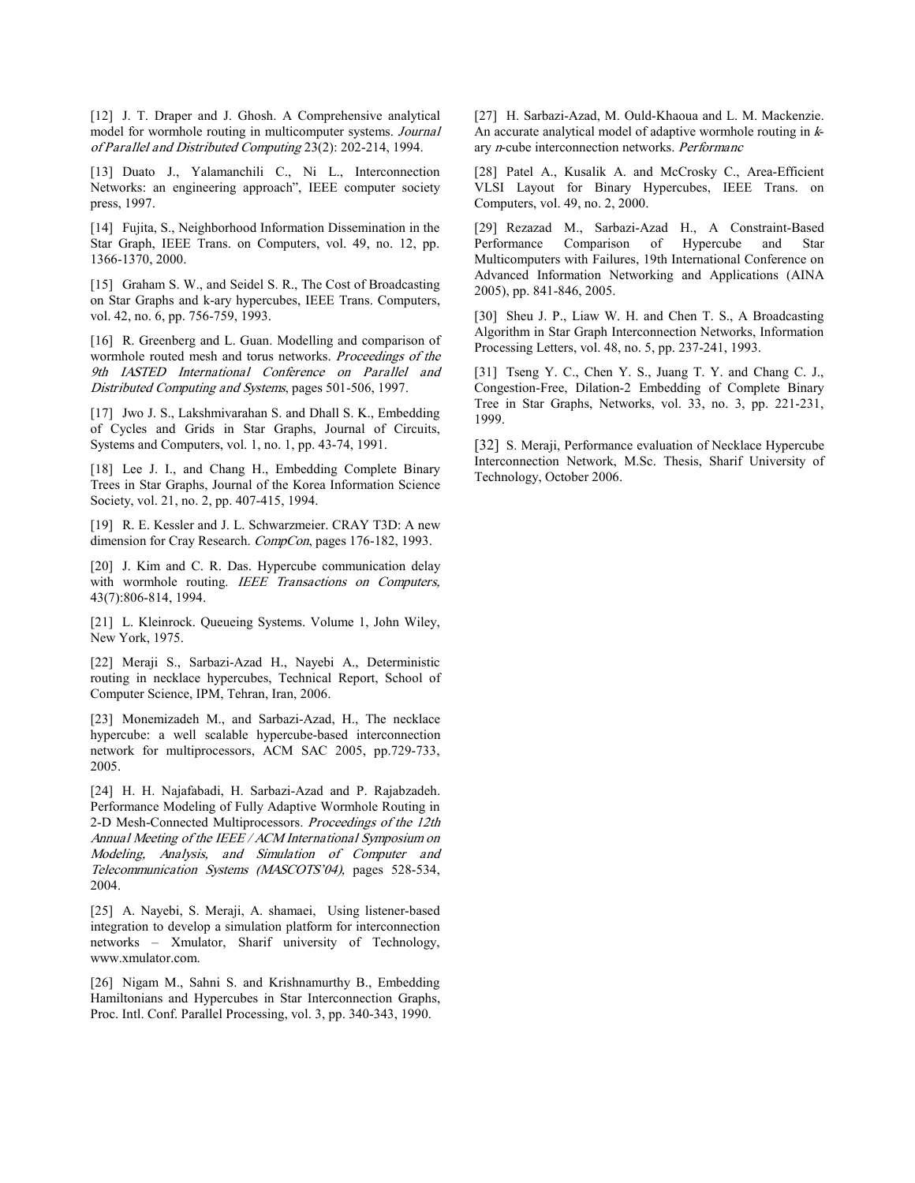[12] J. T. Draper and J. Ghosh. A Comprehensive analytical model for wormhole routing in multicomputer systems. *Journal of Parallel and Distributed Computing* 23(2): 202-214, 1994.

[13] Duato J., Yalamanchili C., Ni L., Interconnection Networks: an engineering approach", IEEE computer society press, 1997.

[14] Fujita, S., Neighborhood Information Dissemination in the Star Graph, IEEE Trans. on Computers, vol. 49, no. 12, pp. 1366-1370, 2000.

[15] Graham S. W., and Seidel S. R., The Cost of Broadcasting on Star Graphs and k-ary hypercubes, IEEE Trans. Computers, vol. 42, no. 6, pp. 756-759, 1993.

[16] R. Greenberg and L. Guan. Modelling and comparison of wormhole routed mesh and torus networks. *Proceedings of the 9th IASTED International Conference on Parallel and Distributed Computing and Systems*, pages 501-506, 1997.

[17] Jwo J. S., Lakshmivarahan S. and Dhall S. K., Embedding of Cycles and Grids in Star Graphs, Journal of Circuits, Systems and Computers, vol. 1, no. 1, pp. 43-74, 1991.

[18] Lee J. I., and Chang H., Embedding Complete Binary Trees in Star Graphs, Journal of the Korea Information Science Society, vol. 21, no. 2, pp. 407-415, 1994.

[19] R. E. Kessler and J. L. Schwarzmeier. CRAY T3D: A new dimension for Cray Research. *CompCon*, pages 176-182, 1993.

[20] J. Kim and C. R. Das. Hypercube communication delay with wormhole routing. *IEEE Transactions on Computers,* 43(7):806-814, 1994.

[21] L. Kleinrock. Queueing Systems. Volume 1, John Wiley, New York, 1975.

[22] Meraji S., Sarbazi-Azad H., Nayebi A., Deterministic routing in necklace hypercubes, Technical Report, School of Computer Science, IPM, Tehran, Iran, 2006.

[23] Monemizadeh M., and Sarbazi-Azad, H., The necklace hypercube: a well scalable hypercube-based interconnection network for multiprocessors, ACM SAC 2005, pp.729-733, 2005.

[24] H. H. Najafabadi, H. Sarbazi-Azad and P. Rajabzadeh. Performance Modeling of Fully Adaptive Wormhole Routing in 2-D Mesh-Connected Multiprocessors. *Proceedings of the 12th Annual Meeting of the IEEE / ACM International Symposium on Modeling, Analysis, and Simulation of Computer and Telecommunication Systems (MASCOTS'04),* pages 528-534, 2004.

[25] A. Nayebi, S. Meraji, A. shamaei, Using listener-based integration to develop a simulation platform for interconnection networks – Xmulator, Sharif university of Technology, www.xmulator.com.

[26] Nigam M., Sahni S. and Krishnamurthy B., Embedding Hamiltonians and Hypercubes in Star Interconnection Graphs, Proc. Intl. Conf. Parallel Processing, vol. 3, pp. 340-343, 1990.

[27] H. Sarbazi-Azad, M. Ould-Khaoua and L. M. Mackenzie. An accurate analytical model of adaptive wormhole routing in *k*-ary *n*-cube interconnection networks. *Performanc*

[28] Patel A., Kusalik A. and McCrosky C., Area-Efficient VLSI Layout for Binary Hypercubes, IEEE Trans. on Computers, vol. 49, no. 2, 2000.

[29] Rezazad M., Sarbazi-Azad H., A Constraint-Based Performance Comparison of Hypercube and Star Multicomputers with Failures, 19th International Conference on Advanced Information Networking and Applications (AINA 2005), pp. 841-846, 2005.

[30] Sheu J. P., Liaw W. H. and Chen T. S., A Broadcasting Algorithm in Star Graph Interconnection Networks, Information Processing Letters, vol. 48, no. 5, pp. 237-241, 1993.

[31] Tseng Y. C., Chen Y. S., Juang T. Y. and Chang C. J., Congestion-Free, Dilation-2 Embedding of Complete Binary Tree in Star Graphs, Networks, vol. 33, no. 3, pp. 221-231, 1999.

[32] S. Meraji, Performance evaluation of Necklace Hypercube Interconnection Network, M.Sc. Thesis, Sharif University of Technology, October 2006.